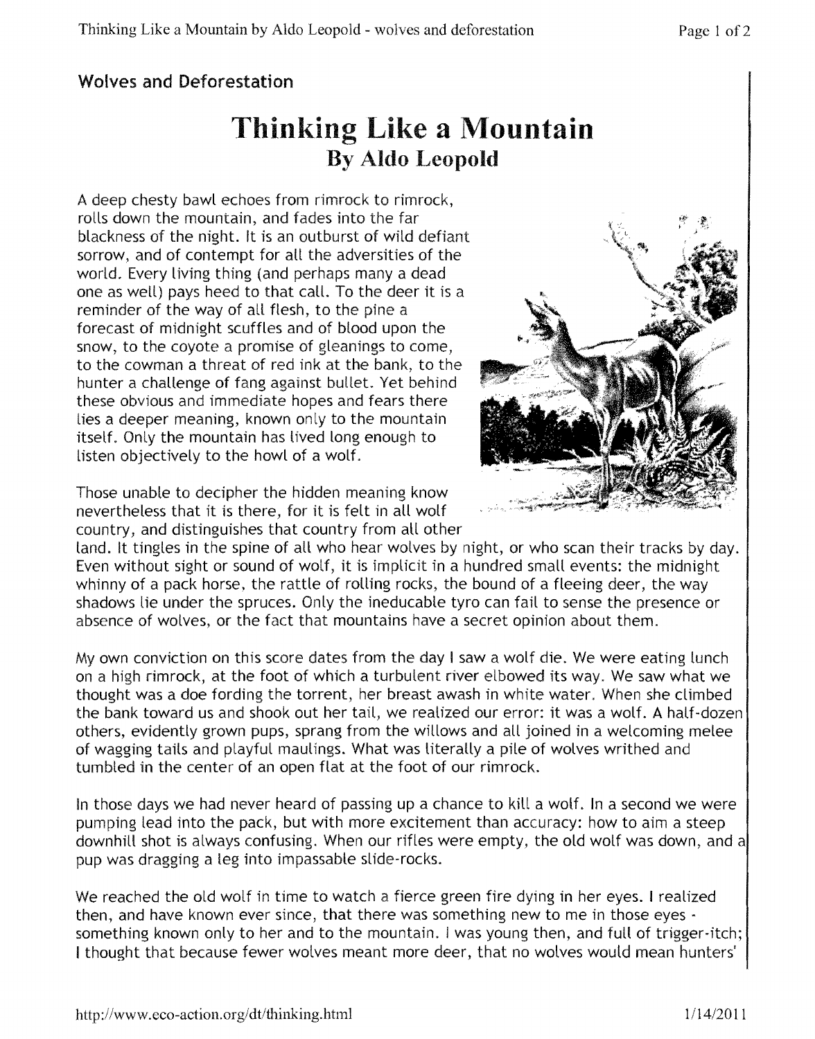## Wolves and Deforestation

# Thinking Like a Mountain

### By Aldo Leopold

A deep chesty bawl echoes from rimrock to rimrock, rolls down the mountain, and fades into the far blackness of the night. It is an outburst of wild defiant sorrow, and of contempt for all the adversities of the world. Every living thing (and perhaps many a dead one as well) pays heed to that call. To the deer it is a reminder of the way of all flesh, to the pine a forecast of midnight scuffles and of blood upon the snow, to the coyote a promise of gleanings to come, to the cowman a threat of red ink at the bank, to the hunter a challenge of fang against bullet. Yet behind these obvious and immediate hopes and fears there lies a deeper meaning, known only to the mountain itself. Only the mountain has lived long enough to listen objectively to the howl of a wolf.

Those unable to decipher the hidden meaning know nevertheless that it is there, for it is felt in all wolf country, and distinguishes that country from all other land. It tingles in the spine of all who hear wolves by night, or who scan their tracks by day. Even without sight or sound of wolf, it is implicit in a hundred small events: the midnight whinny of a pack horse, the rattle of rolling rocks, the bound of a fleeing deer, the way shadows lie under the spruces. Only the ineducable tyro can fail to sense the presence or absence of wolves, or the fact that mountains have a secret opinion about them.

My own conviction on this score dates from the day I saw a wolf die. We were eating lunch on a high rimrock, at the foot of which a turbulent river elbowed its way. We saw what we thought was a doe fording the torrent, her breast awash in white water. When she climbed the bank toward us and shook out her tail, we realized our error: it was a wolf. A half-dozen others, evidently grown pups, sprang from the willows and all joined in a welcoming melee of wagging tails and playful maulings. What was literally a pile of wolves writhed and tumbled in the center of an open flat at the foot of our rimrock.

In those days we had never heard of passing up a chance to kill a wolf. In a second we were pumping lead into the pack, but with more excitement than accuracy: how to aim a steep downhill shot is always confusing. When our rifles were empty, the old wolf was down, and a pup was dragging a leg into impassable slide-rocks.

We reached the old wolf in time to watch a fierce green fire dying in her eyes. I realized then, and have known ever since, that there was something new to me in those eyes - something known only to her and to the mountain. I was young then, and full of trigger-itch; I thought that because fewer wolves meant more deer, that no wolves would mean hunters'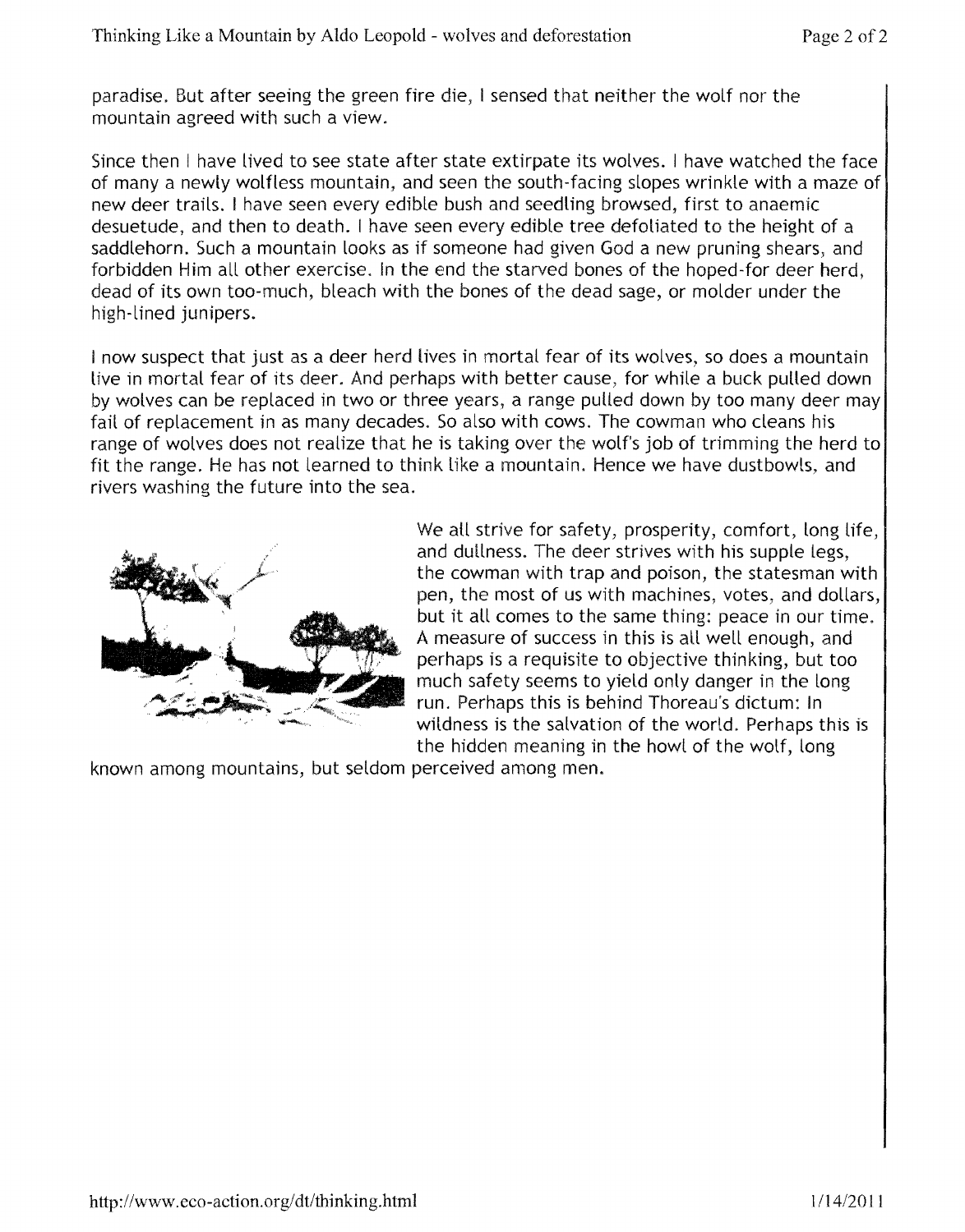paradise. But after seeing the green fire die, I sensed that neither the wolf nor the mountain agreed with such a view.

Since then I have lived to see state after state extirpate its wolves. I have watched the face of many a newly wolfless mountain, and seen the south-facing slopes wrinkle with a maze of new deer trails. I have seen every edible bush and seedling browsed, first to anaemic desuetude, and then to death. I have seen every edible tree defoliated to the height of a saddlehorn. Such a mountain looks as if someone had given God a new pruning shears, and forbidden Him all other exercise. In the end the starved bones of the hoped-for deer herd, dead of its own too-much, bleach with the bones of the dead sage, or molder under the high-lined junipers.

I now suspect that just as a deer herd lives in mortal fear of its wolves, so does a mountain live in mortal fear of its deer. And perhaps with better cause, for while a buck pulled down by wolves can be replaced in two or three years, a range pulled down by too many deer may fail of replacement in as many decades. So also with cows. The cowman who cleans his range of wolves does not realize that he is taking over the wolf's job of trimming the herd to fit the range. He has not learned to think like a mountain. Hence we have dustbowls, and rivers washing the future into the sea.

We all strive for safety, prosperity, comfort, long life, and dullness. The deer strives with his supple legs, the cowman with trap and poison, the statesman with pen, the most of us with machines, votes, and dollars, but it all comes to the same thing: peace in our time. A measure of success in this is all well enough, and perhaps is a requisite to objective thinking, but too much safety seems to yield only danger in the long run. Perhaps this is behind Thoreau's dictum: In wildness is the salvation of the world. Perhaps this is the hidden meaning in the howl of the wolf, long known among mountains, but seldom perceived among men.